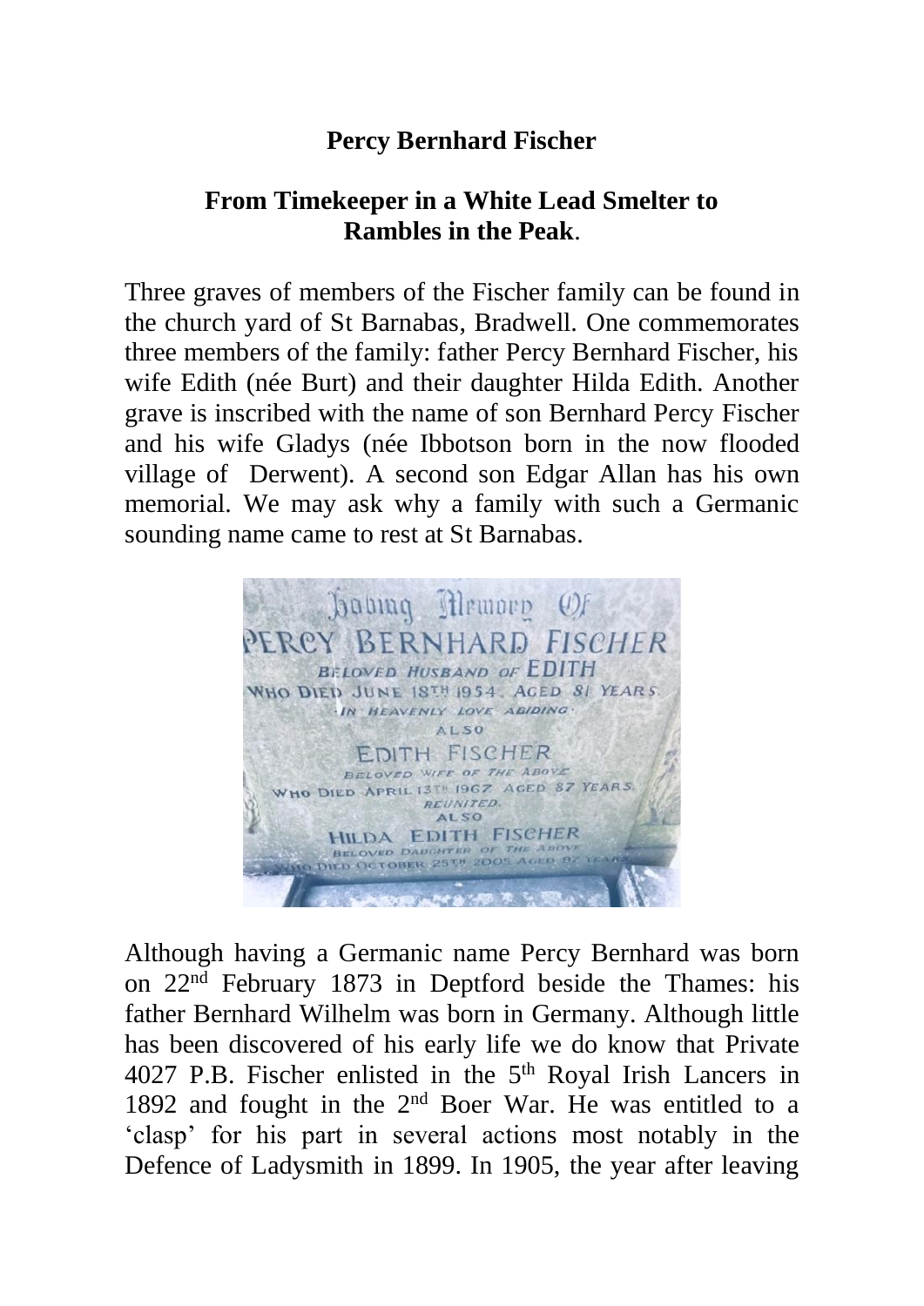# Percy Bernhard Fischer

## From Timekeeper in a White Lead Smelter to Rambles in the Peak.

Three graves of members of the Fischer family can be found in the church yard of St Barnabas, Bradwell. One commemorates three members of the family: father Percy Bernhard Fischer, his wife Edith (née Burt) and their daughter Hilda Edith. Another grave is inscribed with the name of son Bernhard Percy Fischer and his wife Gladys (née Ibbotson born in the now flooded village of Derwent). A second son Edgar Allan has his own memorial. We may ask why a family with such a Germanic sounding name came to rest at St Barnabas.

Although having a Germanic name Percy Bernhard was born on 22nd February 1873 in Deptford beside the Thames: his father Bernhard Wilhelm was born in Germany. Although little has been discovered of his early life we do know that Private 4027 P.B. Fischer enlisted in the 5th Royal Irish Lancers in 1892 and fought in the 2nd Boer War. He was entitled to a 'clasp' for his part in several actions most notably in the Defence of Ladysmith in 1899. In 1905, the year after leaving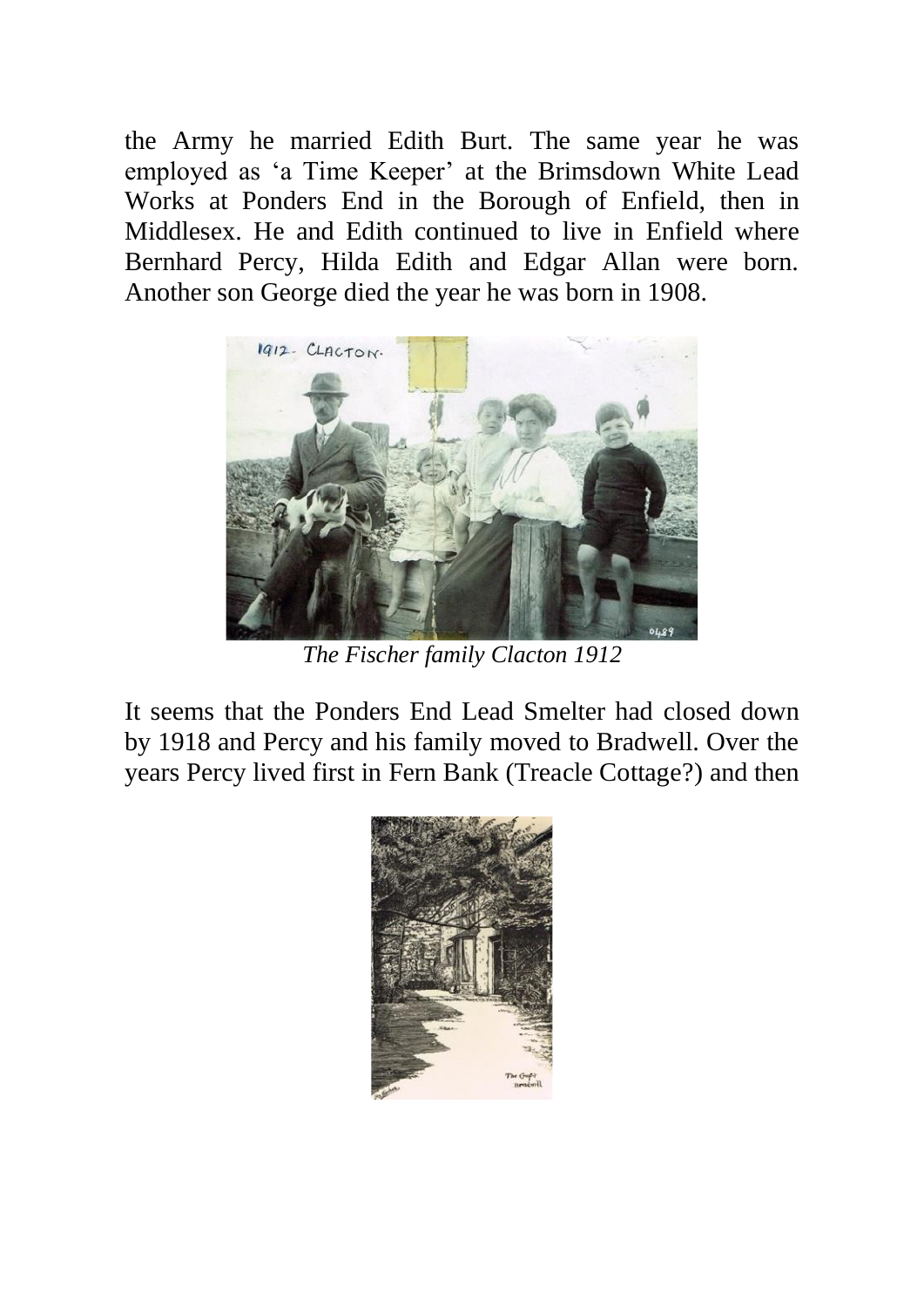the Army he married Edith Burt. The same year he was employed as 'a Time Keeper' at the Brimsdown White Lead Works at Ponders End in the Borough of Enfield, then in Middlesex. He and Edith continued to live in Enfield where Bernhard Percy, Hilda Edith and Edgar Allan were born. Another son George died the year he was born in 1908.

*The Fischer family Clacton 1912*

It seems that the Ponders End Lead Smelter had closed down by 1918 and Percy and his family moved to Bradwell. Over the years Percy lived first in Fern Bank (Treacle Cottage?) and then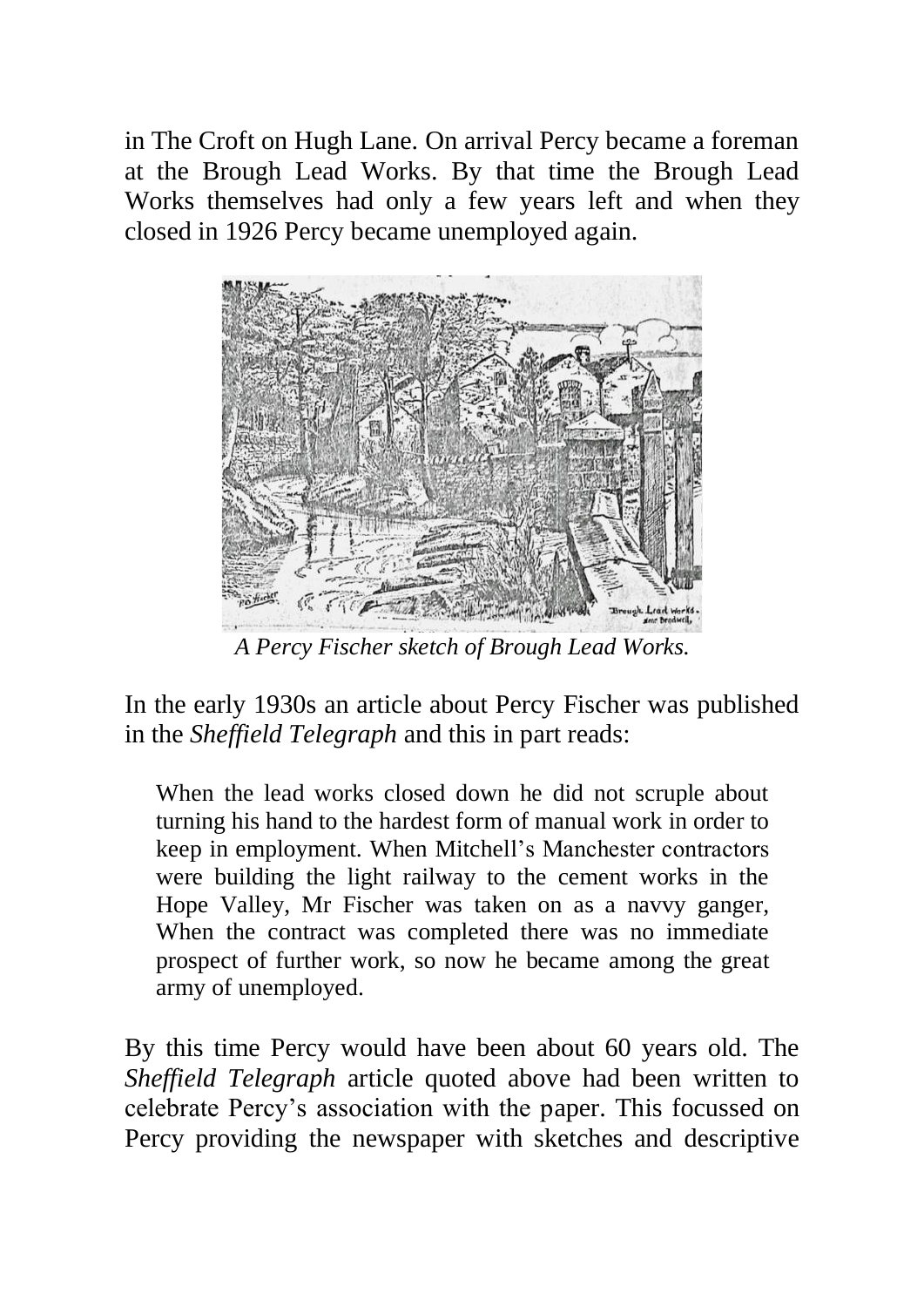in The Croft on Hugh Lane. On arrival Percy became a foreman at the Brough Lead Works. By that time the Brough Lead Works themselves had only a few years left and when they closed in 1926 Percy became unemployed again.

*A Percy Fischer sketch of Brough Lead Works.*

In the early 1930s an article about Percy Fischer was published in the *Sheffield Telegraph* and this in part reads:

> When the lead works closed down he did not scruple about turning his hand to the hardest form of manual work in order to keep in employment. When Mitchell's Manchester contractors were building the light railway to the cement works in the Hope Valley, Mr Fischer was taken on as a navvy ganger, When the contract was completed there was no immediate prospect of further work, so now he became among the great army of unemployed.

By this time Percy would have been about 60 years old. The *Sheffield Telegraph* article quoted above had been written to celebrate Percy's association with the paper. This focussed on Percy providing the newspaper with sketches and descriptive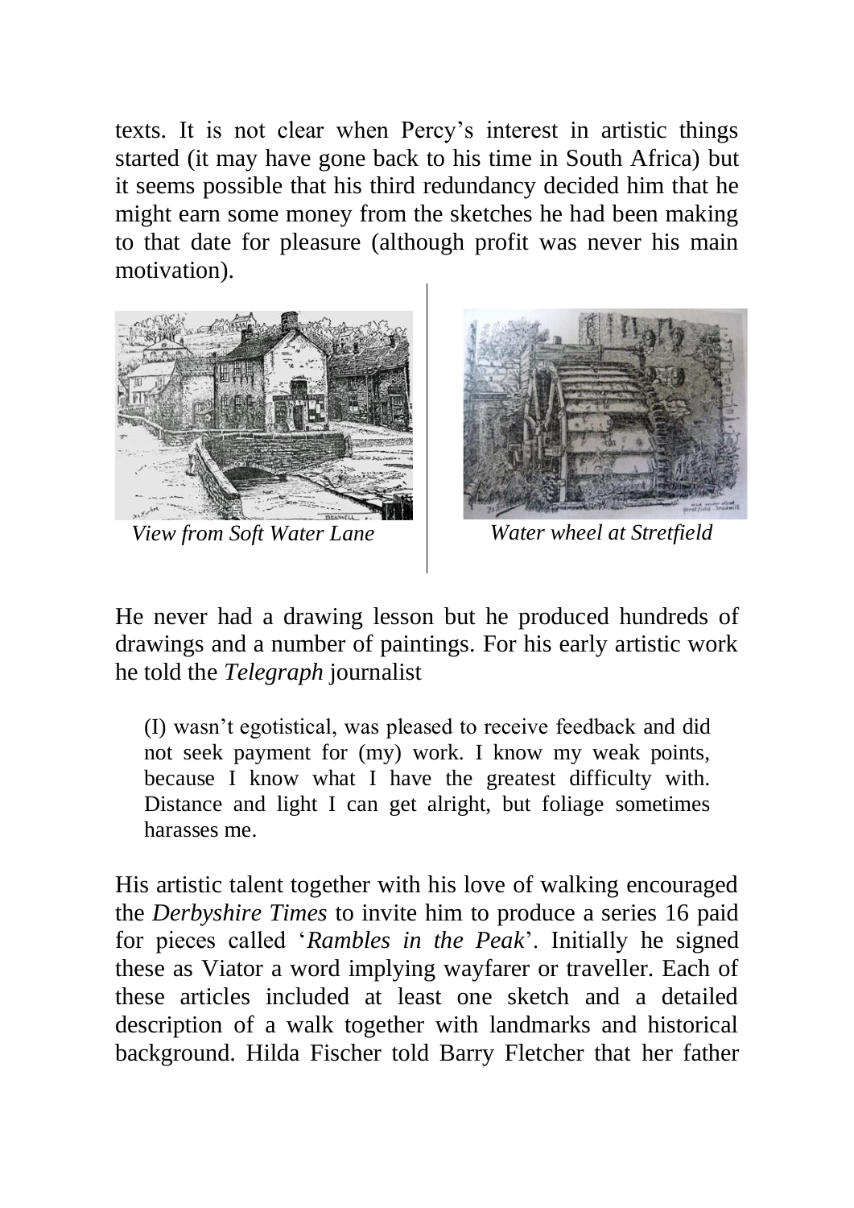texts. It is not clear when Percy's interest in artistic things started (it may have gone back to his time in South Africa) but it seems possible that his third redundancy decided him that he might earn some money from the sketches he had been making to that date for pleasure (although profit was never his main motivation).

*View from Soft Water Lane*

*Water wheel at Stretfield*

He never had a drawing lesson but he produced hundreds of drawings and a number of paintings. For his early artistic work he told the *Telegraph* journalist

> (I) wasn't egotistical, was pleased to receive feedback and did not seek payment for (my) work. I know my weak points, because I know what I have the greatest difficulty with. Distance and light I can get alright, but foliage sometimes harasses me.

His artistic talent together with his love of walking encouraged the *Derbyshire Times* to invite him to produce a series 16 paid for pieces called '*Rambles in the Peak*'. Initially he signed these as Viator a word implying wayfarer or traveller. Each of these articles included at least one sketch and a detailed description of a walk together with landmarks and historical background. Hilda Fischer told Barry Fletcher that her father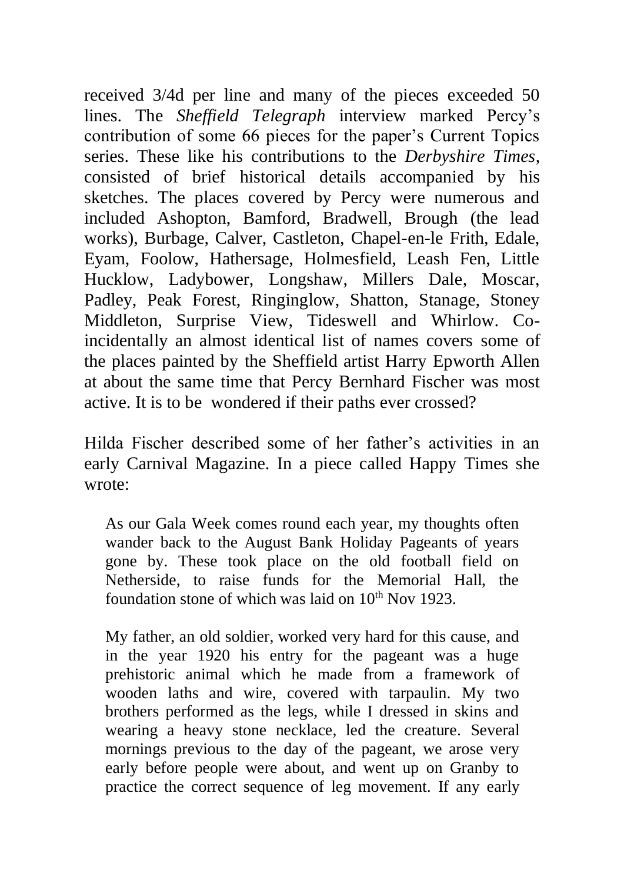received 3/4d per line and many of the pieces exceeded 50 lines. The *Sheffield Telegraph* interview marked Percy's contribution of some 66 pieces for the paper's Current Topics series. These like his contributions to the *Derbyshire Times*, consisted of brief historical details accompanied by his sketches. The places covered by Percy were numerous and included Ashopton, Bamford, Bradwell, Brough (the lead works), Burbage, Calver, Castleton, Chapel-en-le Frith, Edale, Eyam, Foolow, Hathersage, Holmesfield, Leash Fen, Little Hucklow, Ladybower, Longshaw, Millers Dale, Moscar, Padley, Peak Forest, Ringinglow, Shatton, Stanage, Stoney Middleton, Surprise View, Tideswell and Whirlow. Co-incidentally an almost identical list of names covers some of the places painted by the Sheffield artist Harry Epworth Allen at about the same time that Percy Bernhard Fischer was most active. It is to be wondered if their paths ever crossed?

Hilda Fischer described some of her father's activities in an early Carnival Magazine. In a piece called Happy Times she wrote:

> As our Gala Week comes round each year, my thoughts often wander back to the August Bank Holiday Pageants of years gone by. These took place on the old football field on Netherside, to raise funds for the Memorial Hall, the foundation stone of which was laid on 10th Nov 1923.
>
> My father, an old soldier, worked very hard for this cause, and in the year 1920 his entry for the pageant was a huge prehistoric animal which he made from a framework of wooden laths and wire, covered with tarpaulin. My two brothers performed as the legs, while I dressed in skins and wearing a heavy stone necklace, led the creature. Several mornings previous to the day of the pageant, we arose very early before people were about, and went up on Granby to practice the correct sequence of leg movement. If any early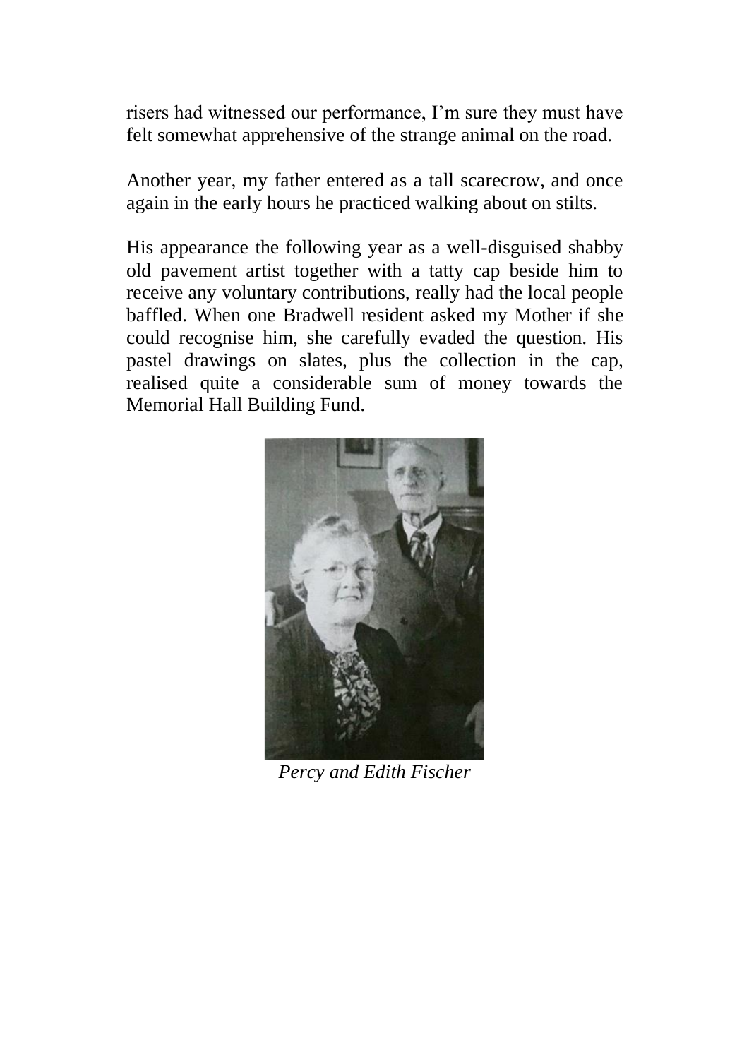risers had witnessed our performance, I'm sure they must have felt somewhat apprehensive of the strange animal on the road.

Another year, my father entered as a tall scarecrow, and once again in the early hours he practiced walking about on stilts.

His appearance the following year as a well-disguised shabby old pavement artist together with a tatty cap beside him to receive any voluntary contributions, really had the local people baffled. When one Bradwell resident asked my Mother if she could recognise him, she carefully evaded the question. His pastel drawings on slates, plus the collection in the cap, realised quite a considerable sum of money towards the Memorial Hall Building Fund.

*Percy and Edith Fischer*